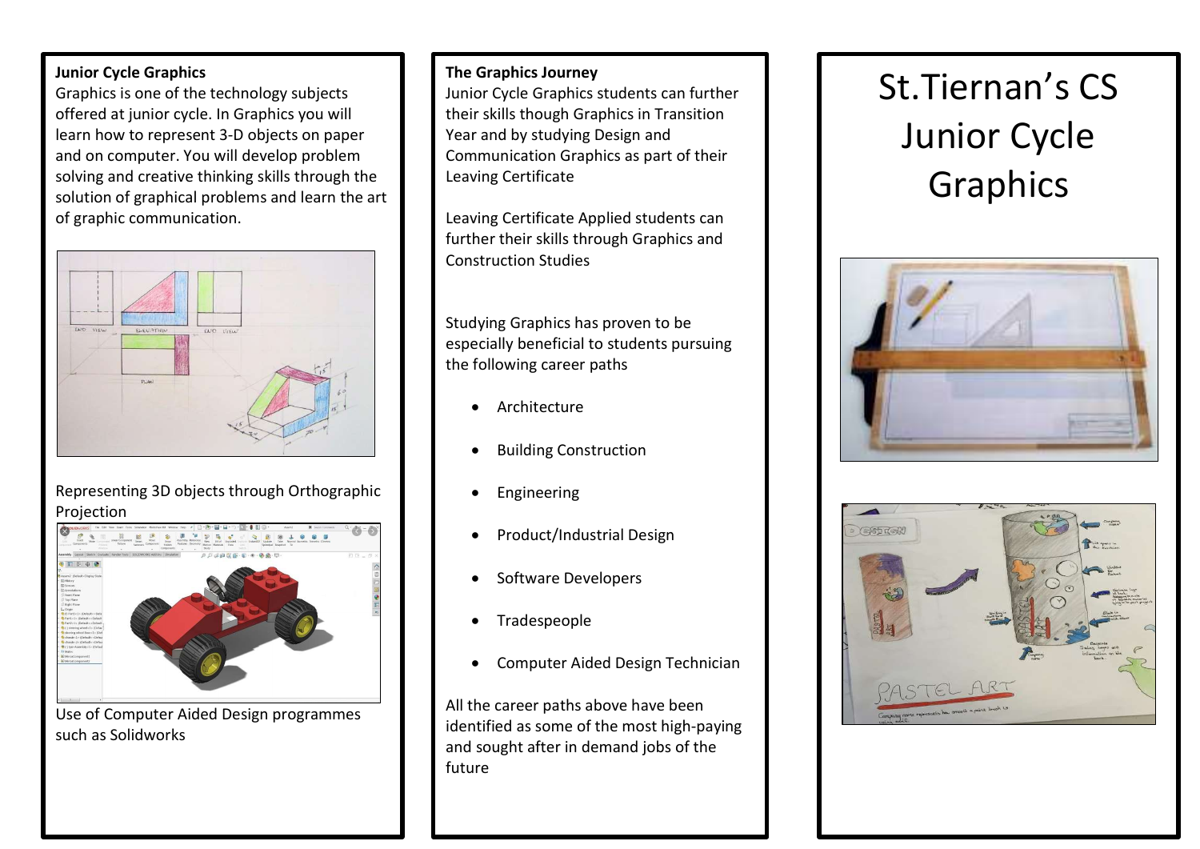# St.Tiernan's CS Junior Cycle Graphics

## Junior Cycle Graphics

Graphics is one of the technology subjects offered at junior cycle. In Graphics you will learn how to represent 3-D objects on paper and on computer. You will develop problem solving and creative thinking skills through the solution of graphical problems and learn the art of graphic communication.

Representing 3D objects through Orthographic Projection

Use of Computer Aided Design programmes such as Solidworks

## The Graphics Journey

Junior Cycle Graphics students can further their skills though Graphics in Transition Year and by studying Design and Communication Graphics as part of their Leaving Certificate

Leaving Certificate Applied students can further their skills through Graphics and Construction Studies

Studying Graphics has proven to be especially beneficial to students pursuing the following career paths

- Architecture
- Building Construction
- Engineering
- Product/Industrial Design
- Software Developers
- Tradespeople
- Computer Aided Design Technician

All the career paths above have been identified as some of the most high-paying and sought after in demand jobs of the future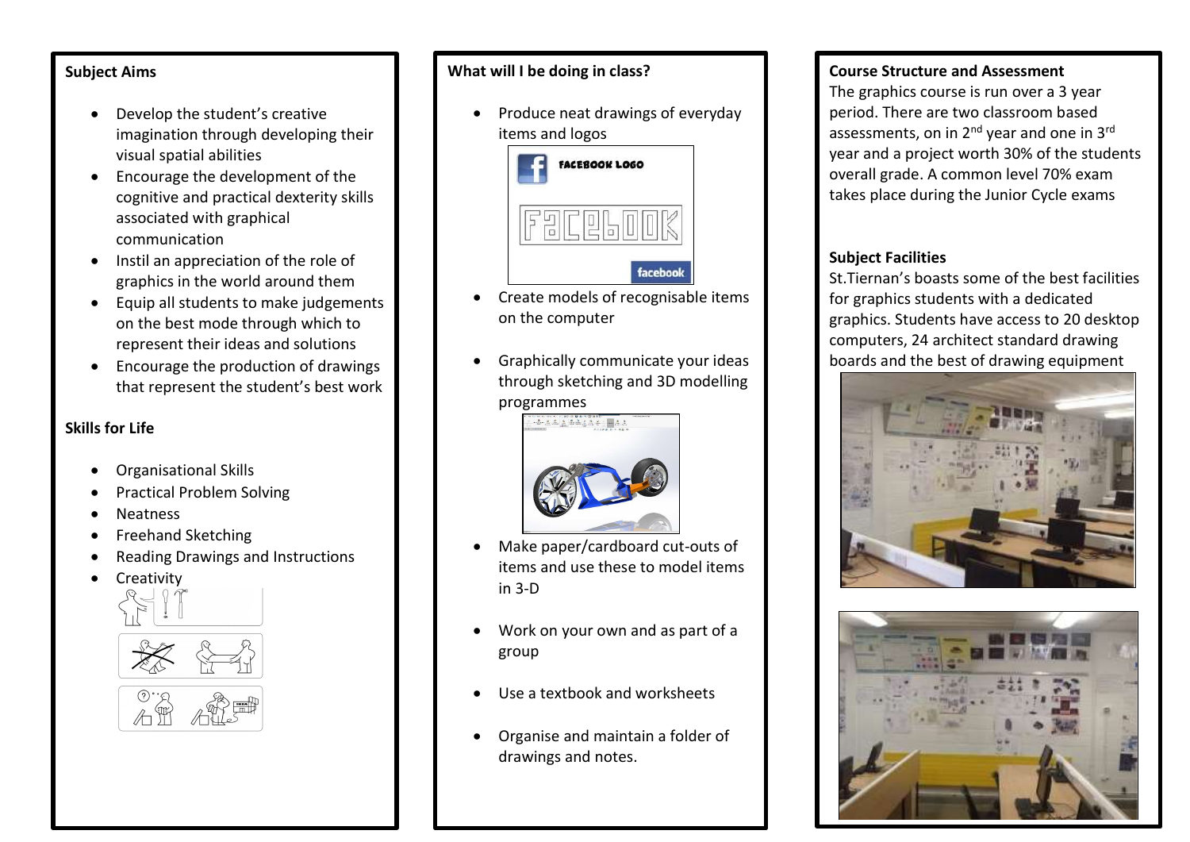**Subject Aims**

- Develop the student's creative imagination through developing their visual spatial abilities
- Encourage the development of the cognitive and practical dexterity skills associated with graphical communication
- Instil an appreciation of the role of graphics in the world around them
- Equip all students to make judgements on the best mode through which to represent their ideas and solutions
- Encourage the production of drawings that represent the student's best work

**Skills for Life**

- Organisational Skills
- Practical Problem Solving
- Neatness
- Freehand Sketching
- Reading Drawings and Instructions
- Creativity

**What will I be doing in class?**

- Produce neat drawings of everyday items and logos
- Create models of recognisable items on the computer
- Graphically communicate your ideas through sketching and 3D modelling programmes
- Make paper/cardboard cut-outs of items and use these to model items in 3-D
- Work on your own and as part of a group
- Use a textbook and worksheets
- Organise and maintain a folder of drawings and notes.

**Course Structure and Assessment**

The graphics course is run over a 3 year period. There are two classroom based assessments, on in 2nd year and one in 3rd year and a project worth 30% of the students overall grade. A common level 70% exam takes place during the Junior Cycle exams

**Subject Facilities**

St.Tiernan's boasts some of the best facilities for graphics students with a dedicated graphics. Students have access to 20 desktop computers, 24 architect standard drawing boards and the best of drawing equipment